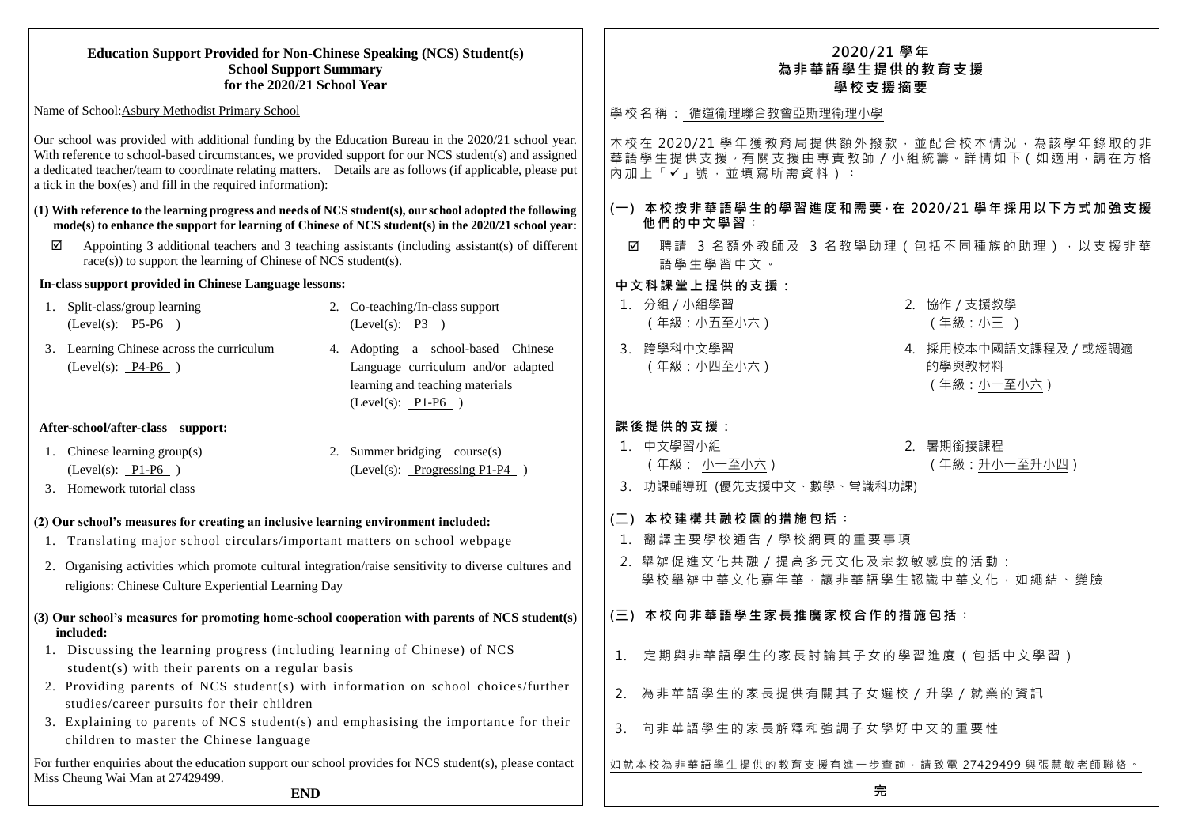**Education Support Provided for Non-Chinese Speaking (NCS) Student(s)**
**School Support Summary**
**for the 2020/21 School Year**

Name of School: Asbury Methodist Primary School

Our school was provided with additional funding by the Education Bureau in the 2020/21 school year. With reference to school-based circumstances, we provided support for our NCS student(s) and assigned a dedicated teacher/team to coordinate relating matters. Details are as follows (if applicable, please put a tick in the box(es) and fill in the required information):

**(1) With reference to the learning progress and needs of NCS student(s), our school adopted the following mode(s) to enhance the support for learning of Chinese of NCS student(s) in the 2020/21 school year:**

☑ Appointing 3 additional teachers and 3 teaching assistants (including assistant(s) of different race(s)) to support the learning of Chinese of NCS student(s).

**In-class support provided in Chinese Language lessons:**

1. Split-class/group learning (Level(s): P5-P6 )
2. Co-teaching/In-class support (Level(s): P3 )
3. Learning Chinese across the curriculum (Level(s): P4-P6 )
4. Adopting a school-based Chinese Language curriculum and/or adapted learning and teaching materials (Level(s): P1-P6 )

**After-school/after-class support:**

1. Chinese learning group(s) (Level(s): P1-P6 )
2. Summer bridging course(s) (Level(s): Progressing P1-P4 )
3. Homework tutorial class

**(2) Our school's measures for creating an inclusive learning environment included:**

1. Translating major school circulars/important matters on school webpage
2. Organising activities which promote cultural integration/raise sensitivity to diverse cultures and religions: Chinese Culture Experiential Learning Day

**(3) Our school's measures for promoting home-school cooperation with parents of NCS student(s) included:**

1. Discussing the learning progress (including learning of Chinese) of NCS student(s) with their parents on a regular basis
2. Providing parents of NCS student(s) with information on school choices/further studies/career pursuits for their children
3. Explaining to parents of NCS student(s) and emphasising the importance for their children to master the Chinese language

For further enquiries about the education support our school provides for NCS student(s), please contact Miss Cheung Wai Man at 27429499.

**END**

**2020/21 學年**
**為非華語學生提供的教育支援**
**學校支援摘要**

學校名稱：循道衛理聯合教會亞斯理衛理小學

本校在 2020/21 學年獲教育局提供額外撥款，並配合校本情況，為該學年錄取的非華語學生提供支援。有關支援由專責教師 / 小組統籌。詳情如下(如適用，請在方格內加上「✓」號，並填寫所需資料)：

**(一) 本校按非華語學生的學習進度和需要，在 2020/21 學年採用以下方式加強支援他們的中文學習：**

☑ 聘請 3 名額外教師及 3 名教學助理(包括不同種族的助理)，以支援非華語學生學習中文。

**中文科課堂上提供的支援：**

1. 分組 / 小組學習(年級：小五至小六)
2. 協作 / 支援教學(年級：小三 )
3. 跨學科中文學習(年級：小四至小六)
4. 採用校本中國語文課程及 / 或經調適的學與教材料(年級：小一至小六)

**課後提供的支援：**

1. 中文學習小組(年級： 小一至小六)
2. 暑期銜接課程(年級：升小一至升小四)
3. 功課輔導班 (優先支援中文、數學、常識科功課)

**(二) 本校建構共融校園的措施包括：**

1. 翻譯主要學校通告 / 學校網頁的重要事項
2. 舉辦促進文化共融 / 提高多元文化及宗教敏感度的活動：學校舉辦中華文化嘉年華，讓非華語學生認識中華文化，如繩結、變臉

**(三) 本校向非華語學生家長推廣家校合作的措施包括：**

1. 定期與非華語學生的家長討論其子女的學習進度(包括中文學習)
2. 為非華語學生的家長提供有關其子女選校 / 升學 / 就業的資訊
3. 向非華語學生的家長解釋和強調子女學好中文的重要性

如就本校為非華語學生提供的教育支援有進一步查詢，請致電 27429499 與張慧敏老師聯絡。

**完**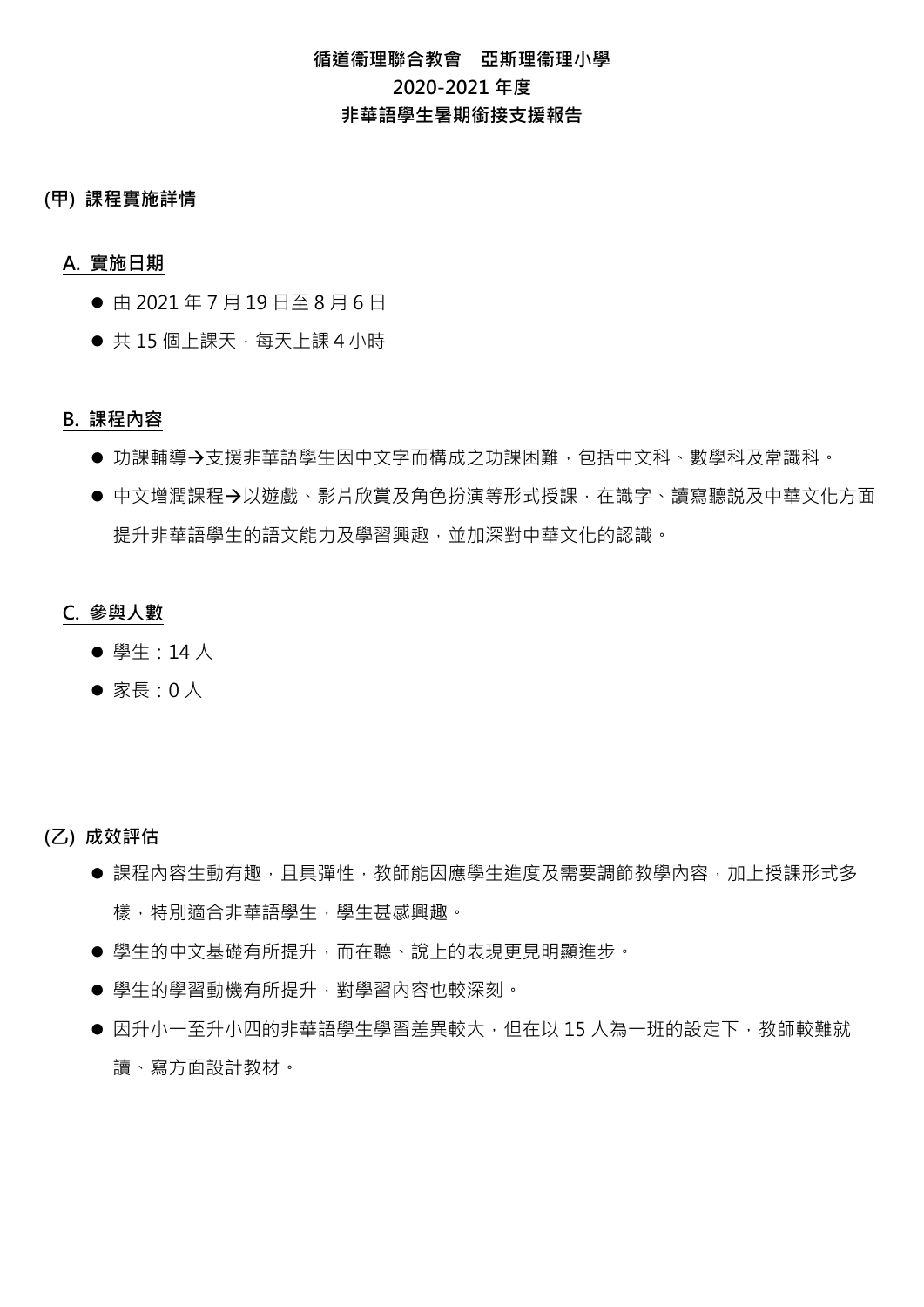# 循道衛理聯合教會　亞斯理衛理小學
# 2020-2021 年度
# 非華語學生暑期銜接支援報告

## (甲) 課程實施詳情

### A. 實施日期

- 由 2021 年 7 月 19 日至 8 月 6 日
- 共 15 個上課天，每天上課 4 小時

### B. 課程內容

- 功課輔導→支援非華語學生因中文字而構成之功課困難，包括中文科、數學科及常識科。
- 中文增潤課程→以遊戲、影片欣賞及角色扮演等形式授課，在識字、讀寫聽説及中華文化方面提升非華語學生的語文能力及學習興趣，並加深對中華文化的認識。

### C. 參與人數

- 學生：14 人
- 家長：0 人

## (乙) 成效評估

- 課程內容生動有趣，且具彈性，教師能因應學生進度及需要調節教學內容，加上授課形式多樣，特別適合非華語學生，學生甚感興趣。
- 學生的中文基礎有所提升，而在聽、說上的表現更見明顯進步。
- 學生的學習動機有所提升，對學習內容也較深刻。
- 因升小一至升小四的非華語學生學習差異較大，但在以 15 人為一班的設定下，教師較難就讀、寫方面設計教材。